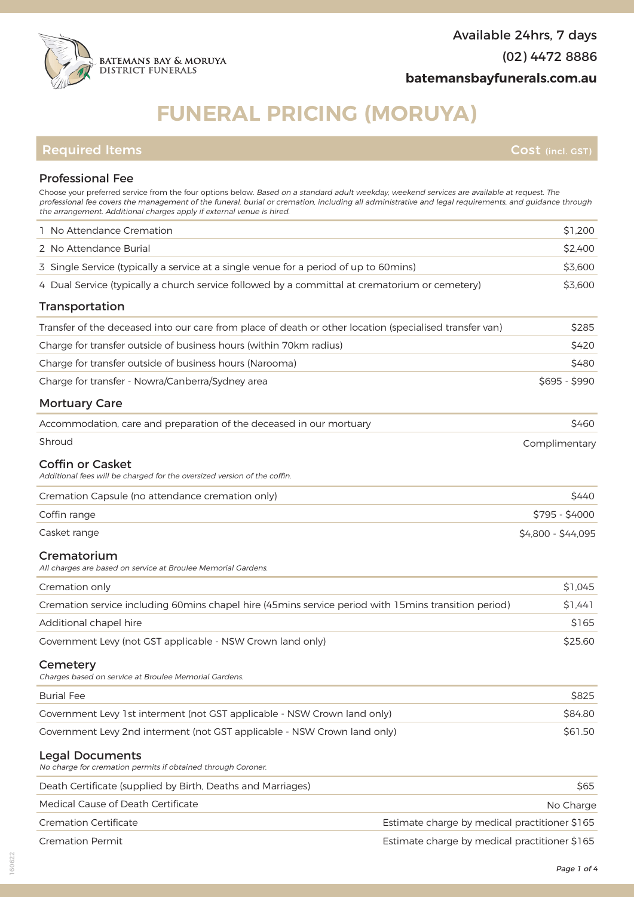BATEMANS BAY & MORUYA DISTRICT FUNERALS

Available 24hrs, 7 days

(02) 4472 8886

batemansbayfunerals.com.au

# FUNERAL PRICING (MORUYA)

| Required Items | Cost (incl. GST) |
|---|---|

## Professional Fee

Choose your preferred service from the four options below. *Based on a standard adult weekday, weekend services are available at request. The professional fee covers the management of the funeral, burial or cremation, including all administrative and legal requirements, and guidance through the arrangement. Additional charges apply if external venue is hired.*

| Item | Cost |
|---|---|
| 1 No Attendance Cremation | $1,200 |
| 2 No Attendance Burial | $2,400 |
| 3 Single Service (typically a service at a single venue for a period of up to 60mins) | $3,600 |
| 4 Dual Service (typically a church service followed by a committal at crematorium or cemetery) | $3,600 |

## Transportation

| Item | Cost |
|---|---|
| Transfer of the deceased into our care from place of death or other location (specialised transfer van) | $285 |
| Charge for transfer outside of business hours (within 70km radius) | $420 |
| Charge for transfer outside of business hours (Narooma) | $480 |
| Charge for transfer - Nowra/Canberra/Sydney area | $695 - $990 |

## Mortuary Care

| Item | Cost |
|---|---|
| Accommodation, care and preparation of the deceased in our mortuary | $460 |
| Shroud | Complimentary |

## Coffin or Casket

*Additional fees will be charged for the oversized version of the coffin.*

| Item | Cost |
|---|---|
| Cremation Capsule (no attendance cremation only) | $440 |
| Coffin range | $795 - $4000 |
| Casket range | $4,800 - $44,095 |

## Crematorium

*All charges are based on service at Broulee Memorial Gardens.*

| Item | Cost |
|---|---|
| Cremation only | $1,045 |
| Cremation service including 60mins chapel hire (45mins service period with 15mins transition period) | $1,441 |
| Additional chapel hire | $165 |
| Government Levy (not GST applicable - NSW Crown land only) | $25.60 |

## Cemetery

*Charges based on service at Broulee Memorial Gardens.*

| Item | Cost |
|---|---|
| Burial Fee | $825 |
| Government Levy 1st interment (not GST applicable - NSW Crown land only) | $84.80 |
| Government Levy 2nd interment (not GST applicable - NSW Crown land only) | $61.50 |

## Legal Documents

*No charge for cremation permits if obtained through Coroner.*

| Item | Cost |
|---|---|
| Death Certificate (supplied by Birth, Deaths and Marriages) | $65 |
| Medical Cause of Death Certificate | No Charge |
| Cremation Certificate | Estimate charge by medical practitioner $165 |
| Cremation Permit | Estimate charge by medical practitioner $165 |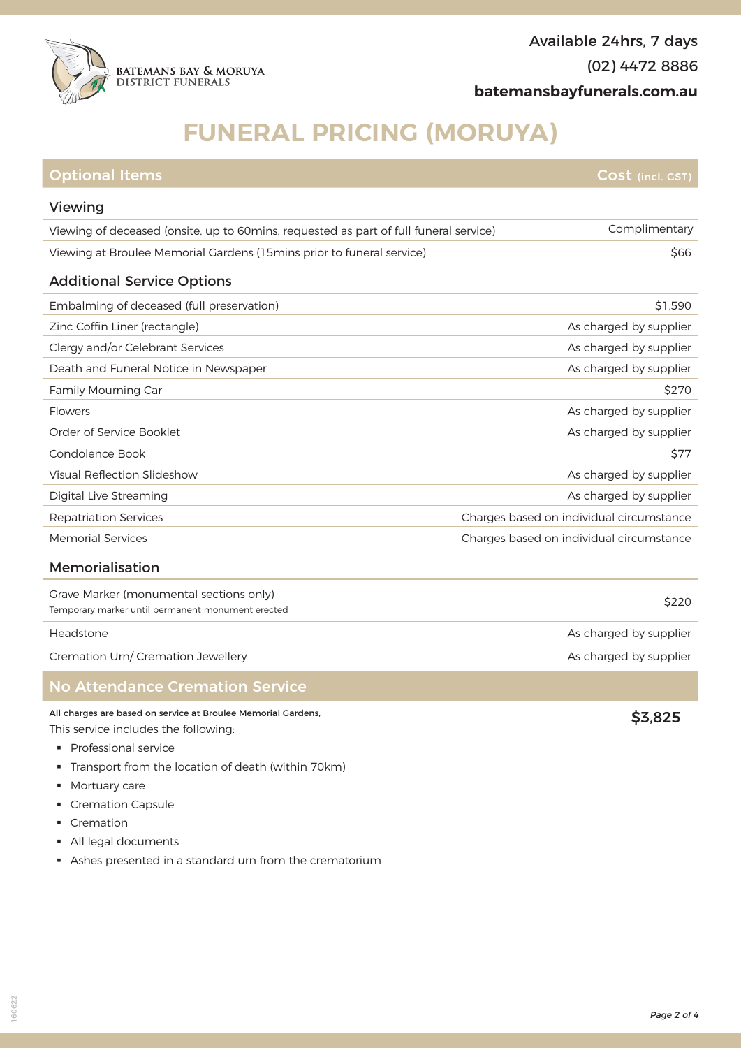Available 24hrs, 7 days
(02) 4472 8886
**batemansbayfunerals.com.au**

# FUNERAL PRICING (MORUYA)

| Optional Items | Cost (incl. GST) |
|---|---|
| **Viewing** | |
| Viewing of deceased (onsite, up to 60mins, requested as part of full funeral service) | Complimentary |
| Viewing at Broulee Memorial Gardens (15mins prior to funeral service) | $66 |
| **Additional Service Options** | |
| Embalming of deceased (full preservation) | $1,590 |
| Zinc Coffin Liner (rectangle) | As charged by supplier |
| Clergy and/or Celebrant Services | As charged by supplier |
| Death and Funeral Notice in Newspaper | As charged by supplier |
| Family Mourning Car | $270 |
| Flowers | As charged by supplier |
| Order of Service Booklet | As charged by supplier |
| Condolence Book | $77 |
| Visual Reflection Slideshow | As charged by supplier |
| Digital Live Streaming | As charged by supplier |
| Repatriation Services | Charges based on individual circumstance |
| Memorial Services | Charges based on individual circumstance |
| **Memorialisation** | |
| Grave Marker (monumental sections only)<br>Temporary marker until permanent monument erected | $220 |
| Headstone | As charged by supplier |
| Cremation Urn/ Cremation Jewellery | As charged by supplier |

## No Attendance Cremation Service

All charges are based on service at Broulee Memorial Gardens,

**$3,825**

This service includes the following:

- Professional service
- Transport from the location of death (within 70km)
- Mortuary care
- Cremation Capsule
- Cremation
- All legal documents
- Ashes presented in a standard urn from the crematorium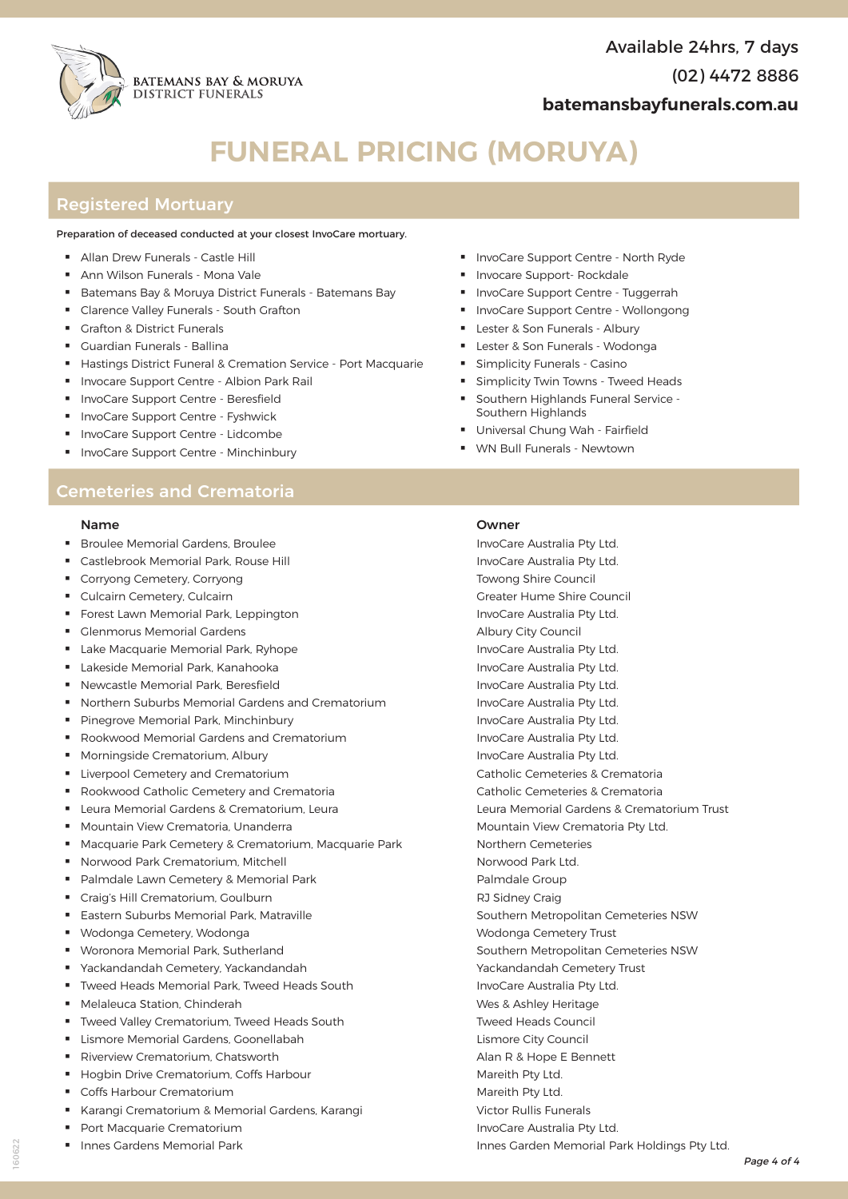Available 24hrs, 7 days

(02) 4472 8886

**batemansbayfunerals.com.au**

# FUNERAL PRICING (MORUYA)

## Registered Mortuary

Preparation of deceased conducted at your closest InvoCare mortuary.

- Allan Drew Funerals - Castle Hill
- Ann Wilson Funerals - Mona Vale
- Batemans Bay & Moruya District Funerals - Batemans Bay
- Clarence Valley Funerals - South Grafton
- Grafton & District Funerals
- Guardian Funerals - Ballina
- Hastings District Funeral & Cremation Service - Port Macquarie
- Invocare Support Centre - Albion Park Rail
- InvoCare Support Centre - Beresfield
- InvoCare Support Centre - Fyshwick
- InvoCare Support Centre - Lidcombe
- InvoCare Support Centre - Minchinbury
- InvoCare Support Centre - North Ryde
- Invocare Support- Rockdale
- InvoCare Support Centre - Tuggerrah
- InvoCare Support Centre - Wollongong
- Lester & Son Funerals - Albury
- Lester & Son Funerals - Wodonga
- Simplicity Funerals - Casino
- Simplicity Twin Towns - Tweed Heads
- Southern Highlands Funeral Service - Southern Highlands
- Universal Chung Wah - Fairfield
- WN Bull Funerals - Newtown

## Cemeteries and Crematoria

| Name | Owner |
|---|---|
| Broulee Memorial Gardens, Broulee | InvoCare Australia Pty Ltd. |
| Castlebrook Memorial Park, Rouse Hill | InvoCare Australia Pty Ltd. |
| Corryong Cemetery, Corryong | Towong Shire Council |
| Culcairn Cemetery, Culcairn | Greater Hume Shire Council |
| Forest Lawn Memorial Park, Leppington | InvoCare Australia Pty Ltd. |
| Glenmorus Memorial Gardens | Albury City Council |
| Lake Macquarie Memorial Park, Ryhope | InvoCare Australia Pty Ltd. |
| Lakeside Memorial Park, Kanahooka | InvoCare Australia Pty Ltd. |
| Newcastle Memorial Park, Beresfield | InvoCare Australia Pty Ltd. |
| Northern Suburbs Memorial Gardens and Crematorium | InvoCare Australia Pty Ltd. |
| Pinegrove Memorial Park, Minchinbury | InvoCare Australia Pty Ltd. |
| Rookwood Memorial Gardens and Crematorium | InvoCare Australia Pty Ltd. |
| Morningside Crematorium, Albury | InvoCare Australia Pty Ltd. |
| Liverpool Cemetery and Crematorium | Catholic Cemeteries & Crematoria |
| Rookwood Catholic Cemetery and Crematoria | Catholic Cemeteries & Crematoria |
| Leura Memorial Gardens & Crematorium, Leura | Leura Memorial Gardens & Crematorium Trust |
| Mountain View Crematoria, Unanderra | Mountain View Crematoria Pty Ltd. |
| Macquarie Park Cemetery & Crematorium, Macquarie Park | Northern Cemeteries |
| Norwood Park Crematorium, Mitchell | Norwood Park Ltd. |
| Palmdale Lawn Cemetery & Memorial Park | Palmdale Group |
| Craig's Hill Crematorium, Goulburn | RJ Sidney Craig |
| Eastern Suburbs Memorial Park, Matraville | Southern Metropolitan Cemeteries NSW |
| Wodonga Cemetery, Wodonga | Wodonga Cemetery Trust |
| Woronora Memorial Park, Sutherland | Southern Metropolitan Cemeteries NSW |
| Yackandandah Cemetery, Yackandandah | Yackandandah Cemetery Trust |
| Tweed Heads Memorial Park, Tweed Heads South | InvoCare Australia Pty Ltd. |
| Melaleuca Station, Chinderah | Wes & Ashley Heritage |
| Tweed Valley Crematorium, Tweed Heads South | Tweed Heads Council |
| Lismore Memorial Gardens, Goonellabah | Lismore City Council |
| Riverview Crematorium, Chatsworth | Alan R & Hope E Bennett |
| Hogbin Drive Crematorium, Coffs Harbour | Mareith Pty Ltd. |
| Coffs Harbour Crematorium | Mareith Pty Ltd. |
| Karangi Crematorium & Memorial Gardens, Karangi | Victor Rullis Funerals |
| Port Macquarie Crematorium | InvoCare Australia Pty Ltd. |
| Innes Gardens Memorial Park | Innes Garden Memorial Park Holdings Pty Ltd. |

160622